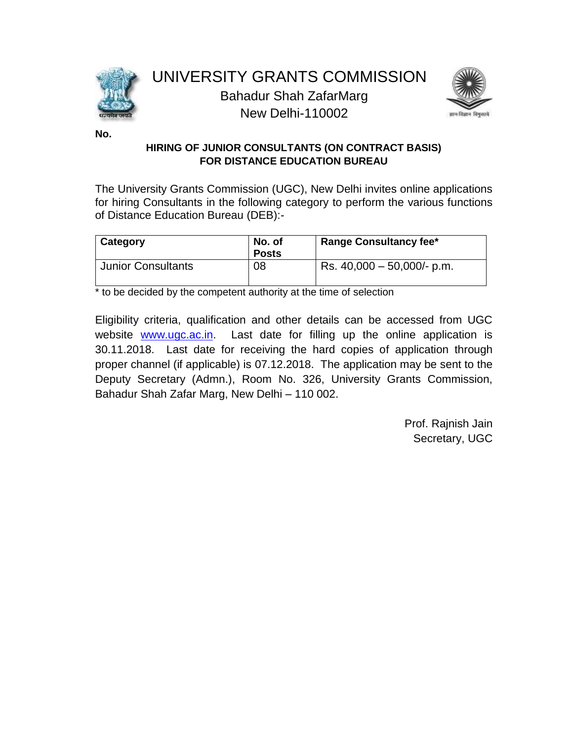# UNIVERSITY GRANTS COMMISSION

Bahadur Shah ZafarMarg
New Delhi-110002

**No.**

**HIRING OF JUNIOR CONSULTANTS (ON CONTRACT BASIS) FOR DISTANCE EDUCATION BUREAU**

The University Grants Commission (UGC), New Delhi invites online applications for hiring Consultants in the following category to perform the various functions of Distance Education Bureau (DEB):-

| Category | No. of Posts | Range Consultancy fee* |
|---|---|---|
| Junior Consultants | 08 | Rs. 40,000 – 50,000/- p.m. |

* to be decided by the competent authority at the time of selection

Eligibility criteria, qualification and other details can be accessed from UGC website www.ugc.ac.in. Last date for filling up the online application is 30.11.2018. Last date for receiving the hard copies of application through proper channel (if applicable) is 07.12.2018. The application may be sent to the Deputy Secretary (Admn.), Room No. 326, University Grants Commission, Bahadur Shah Zafar Marg, New Delhi – 110 002.

Prof. Rajnish Jain
Secretary, UGC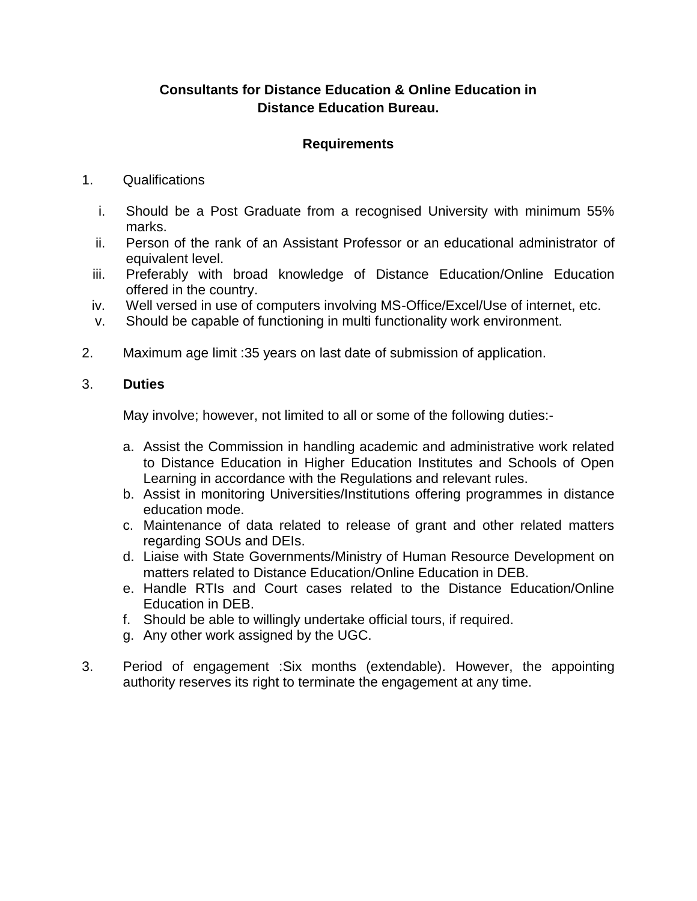**Consultants for Distance Education & Online Education in Distance Education Bureau.**

**Requirements**

1. Qualifications

   i. Should be a Post Graduate from a recognised University with minimum 55% marks.
   ii. Person of the rank of an Assistant Professor or an educational administrator of equivalent level.
   iii. Preferably with broad knowledge of Distance Education/Online Education offered in the country.
   iv. Well versed in use of computers involving MS-Office/Excel/Use of internet, etc.
   v. Should be capable of functioning in multi functionality work environment.

2. Maximum age limit :35 years on last date of submission of application.

3. **Duties**

   May involve; however, not limited to all or some of the following duties:-

   a. Assist the Commission in handling academic and administrative work related to Distance Education in Higher Education Institutes and Schools of Open Learning in accordance with the Regulations and relevant rules.
   b. Assist in monitoring Universities/Institutions offering programmes in distance education mode.
   c. Maintenance of data related to release of grant and other related matters regarding SOUs and DEIs.
   d. Liaise with State Governments/Ministry of Human Resource Development on matters related to Distance Education/Online Education in DEB.
   e. Handle RTIs and Court cases related to the Distance Education/Online Education in DEB.
   f. Should be able to willingly undertake official tours, if required.
   g. Any other work assigned by the UGC.

3. Period of engagement :Six months (extendable). However, the appointing authority reserves its right to terminate the engagement at any time.